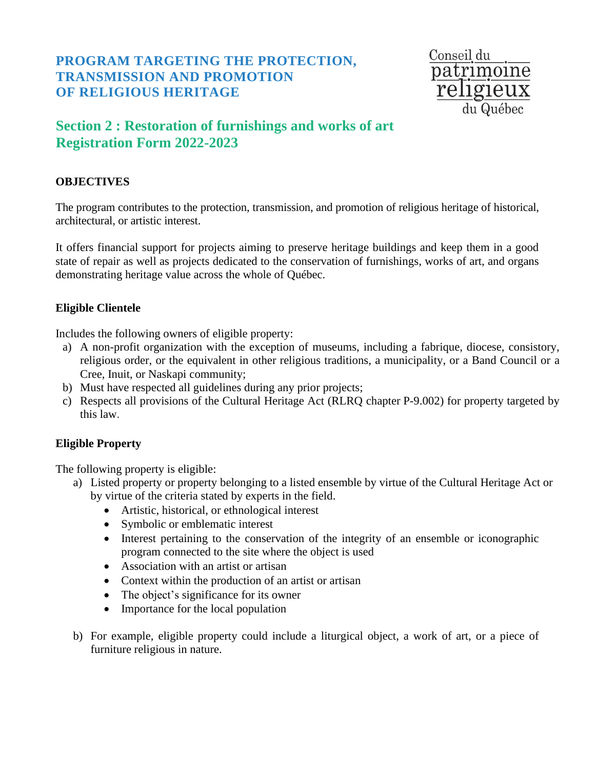# PROGRAM TARGETING THE PROTECTION, TRANSMISSION AND PROMOTION OF RELIGIOUS HERITAGE

Conseil du patrimoine religieux du Québec

## Section 2 : Restoration of furnishings and works of art Registration Form 2022-2023

### OBJECTIVES

The program contributes to the protection, transmission, and promotion of religious heritage of historical, architectural, or artistic interest.

It offers financial support for projects aiming to preserve heritage buildings and keep them in a good state of repair as well as projects dedicated to the conservation of furnishings, works of art, and organs demonstrating heritage value across the whole of Québec.

### Eligible Clientele

Includes the following owners of eligible property:

a) A non-profit organization with the exception of museums, including a fabrique, diocese, consistory, religious order, or the equivalent in other religious traditions, a municipality, or a Band Council or a Cree, Inuit, or Naskapi community;
b) Must have respected all guidelines during any prior projects;
c) Respects all provisions of the Cultural Heritage Act (RLRQ chapter P-9.002) for property targeted by this law.

### Eligible Property

The following property is eligible:

a) Listed property or property belonging to a listed ensemble by virtue of the Cultural Heritage Act or by virtue of the criteria stated by experts in the field.
   - Artistic, historical, or ethnological interest
   - Symbolic or emblematic interest
   - Interest pertaining to the conservation of the integrity of an ensemble or iconographic program connected to the site where the object is used
   - Association with an artist or artisan
   - Context within the production of an artist or artisan
   - The object's significance for its owner
   - Importance for the local population

b) For example, eligible property could include a liturgical object, a work of art, or a piece of furniture religious in nature.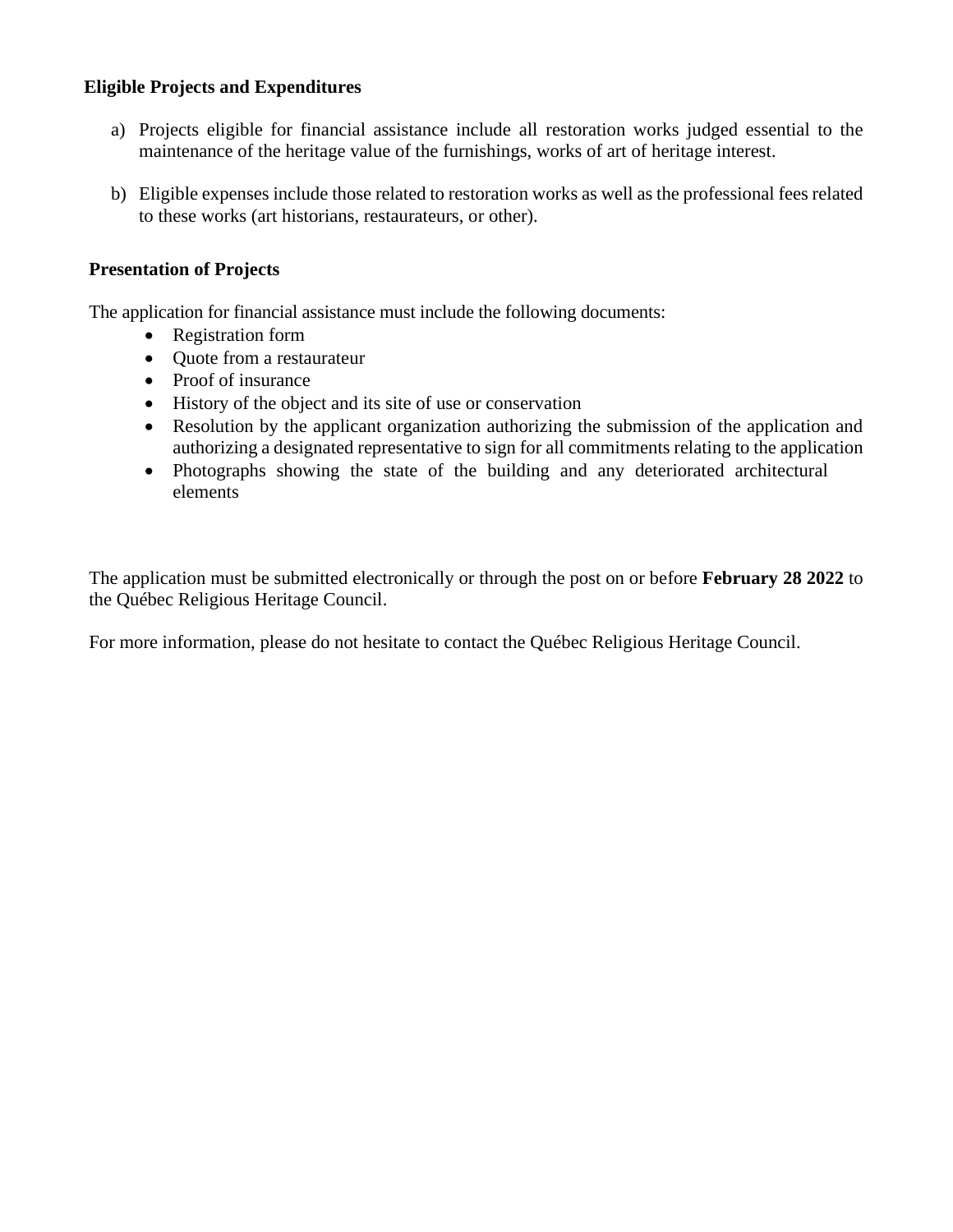**Eligible Projects and Expenditures**

a) Projects eligible for financial assistance include all restoration works judged essential to the maintenance of the heritage value of the furnishings, works of art of heritage interest.

b) Eligible expenses include those related to restoration works as well as the professional fees related to these works (art historians, restaurateurs, or other).

**Presentation of Projects**

The application for financial assistance must include the following documents:

- Registration form
- Quote from a restaurateur
- Proof of insurance
- History of the object and its site of use or conservation
- Resolution by the applicant organization authorizing the submission of the application and authorizing a designated representative to sign for all commitments relating to the application
- Photographs showing the state of the building and any deteriorated architectural elements

The application must be submitted electronically or through the post on or before **February 28 2022** to the Québec Religious Heritage Council.

For more information, please do not hesitate to contact the Québec Religious Heritage Council.